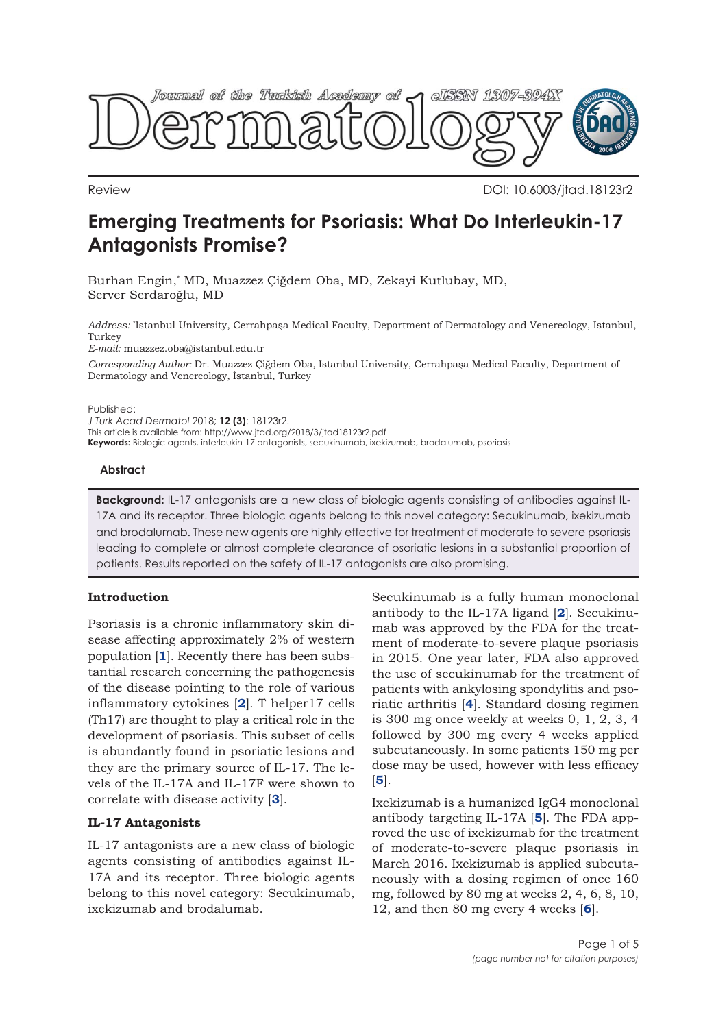Review

DOI: 10.6003/jtad.18123r2

# Emerging Treatments for Psoriasis: What Do Interleukin-17 Antagonists Promise?

Burhan Engin,* MD, Muazzez Çiğdem Oba, MD, Zekayi Kutlubay, MD, Server Serdaroğlu, MD

*Address:* *Istanbul University, Cerrahpaşa Medical Faculty, Department of Dermatology and Venereology, Istanbul, Turkey
*E-mail:* muazzez.oba@istanbul.edu.tr

*Corresponding Author:* Dr. Muazzez Çiğdem Oba, Istanbul University, Cerrahpaşa Medical Faculty, Department of Dermatology and Venereology, İstanbul, Turkey

Published:
*J Turk Acad Dermatol* 2018; **12 (3)**: 18123r2.
This article is available from: http://www.jtad.org/2018/3/jtad18123r2.pdf
**Keywords:** Biologic agents, interleukin-17 antagonists, secukinumab, ixekizumab, brodalumab, psoriasis

### Abstract

**Background:** IL-17 antagonists are a new class of biologic agents consisting of antibodies against IL-17A and its receptor. Three biologic agents belong to this novel category: Secukinumab, ixekizumab and brodalumab. These new agents are highly effective for treatment of moderate to severe psoriasis leading to complete or almost complete clearance of psoriatic lesions in a substantial proportion of patients. Results reported on the safety of IL-17 antagonists are also promising.

## Introduction

Psoriasis is a chronic inflammatory skin disease affecting approximately 2% of western population [1]. Recently there has been substantial research concerning the pathogenesis of the disease pointing to the role of various inflammatory cytokines [2]. T helper17 cells (Th17) are thought to play a critical role in the development of psoriasis. This subset of cells is abundantly found in psoriatic lesions and they are the primary source of IL-17. The levels of the IL-17A and IL-17F were shown to correlate with disease activity [3].

## IL-17 Antagonists

IL-17 antagonists are a new class of biologic agents consisting of antibodies against IL-17A and its receptor. Three biologic agents belong to this novel category: Secukinumab, ixekizumab and brodalumab.

Secukinumab is a fully human monoclonal antibody to the IL-17A ligand [2]. Secukinumab was approved by the FDA for the treatment of moderate-to-severe plaque psoriasis in 2015. One year later, FDA also approved the use of secukinumab for the treatment of patients with ankylosing spondylitis and psoriatic arthritis [4]. Standard dosing regimen is 300 mg once weekly at weeks 0, 1, 2, 3, 4 followed by 300 mg every 4 weeks applied subcutaneously. In some patients 150 mg per dose may be used, however with less efficacy [5].

Ixekizumab is a humanized IgG4 monoclonal antibody targeting IL-17A [5]. The FDA approved the use of ixekizumab for the treatment of moderate-to-severe plaque psoriasis in March 2016. Ixekizumab is applied subcutaneously with a dosing regimen of once 160 mg, followed by 80 mg at weeks 2, 4, 6, 8, 10, 12, and then 80 mg every 4 weeks [6].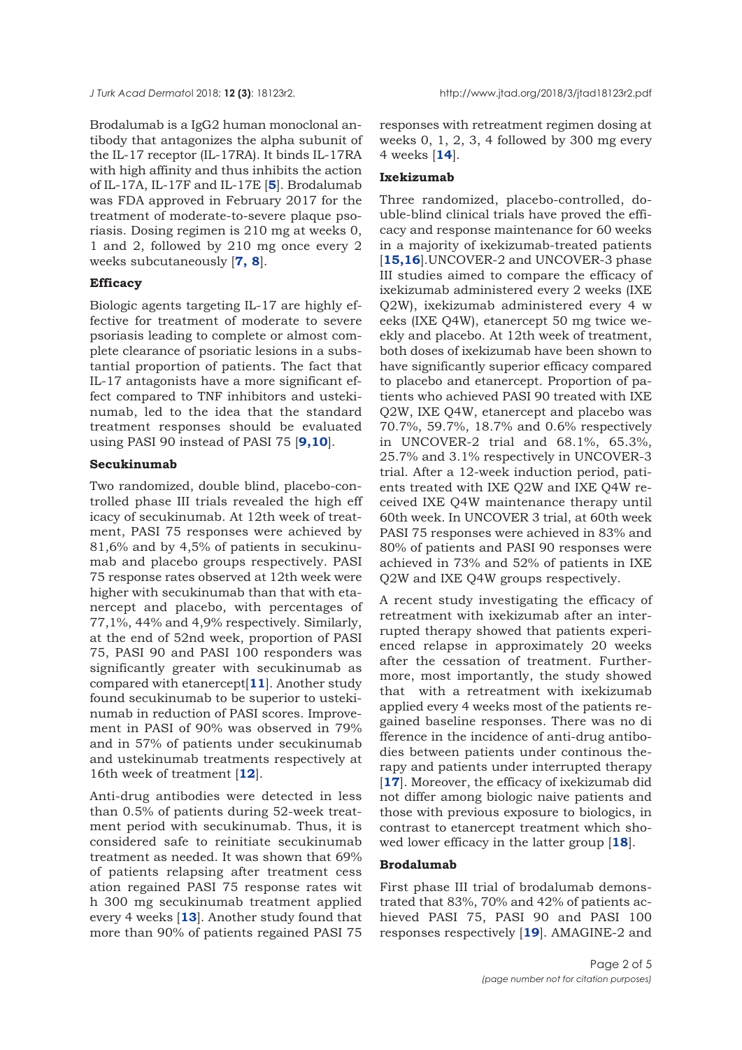Brodalumab is a IgG2 human monoclonal antibody that antagonizes the alpha subunit of the IL-17 receptor (IL-17RA). It binds IL-17RA with high affinity and thus inhibits the action of IL-17A, IL-17F and IL-17E [**5**]. Brodalumab was FDA approved in February 2017 for the treatment of moderate-to-severe plaque psoriasis. Dosing regimen is 210 mg at weeks 0, 1 and 2, followed by 210 mg once every 2 weeks subcutaneously [**7, 8**].

### Efficacy

Biologic agents targeting IL-17 are highly effective for treatment of moderate to severe psoriasis leading to complete or almost complete clearance of psoriatic lesions in a substantial proportion of patients. The fact that IL-17 antagonists have a more significant effect compared to TNF inhibitors and ustekinumab, led to the idea that the standard treatment responses should be evaluated using PASI 90 instead of PASI 75 [**9,10**].

### Secukinumab

Two randomized, double blind, placebo-controlled phase III trials revealed the high efficacy of secukinumab. At 12th week of treatment, PASI 75 responses were achieved by 81,6% and by 4,5% of patients in secukinumab and placebo groups respectively. PASI 75 response rates observed at 12th week were higher with secukinumab than that with etanercept and placebo, with percentages of 77,1%, 44% and 4,9% respectively. Similarly, at the end of 52nd week, proportion of PASI 75, PASI 90 and PASI 100 responders was significantly greater with secukinumab as compared with etanercept[**11**]. Another study found secukinumab to be superior to ustekinumab in reduction of PASI scores. Improvement in PASI of 90% was observed in 79% and in 57% of patients under secukinumab and ustekinumab treatments respectively at 16th week of treatment [**12**].

Anti-drug antibodies were detected in less than 0.5% of patients during 52-week treatment period with secukinumab. Thus, it is considered safe to reinitiate secukinumab treatment as needed. It was shown that 69% of patients relapsing after treatment cessation regained PASI 75 response rates with 300 mg secukinumab treatment applied every 4 weeks [**13**]. Another study found that more than 90% of patients regained PASI 75 responses with retreatment regimen dosing at weeks 0, 1, 2, 3, 4 followed by 300 mg every 4 weeks [**14**].

### Ixekizumab

Three randomized, placebo-controlled, double-blind clinical trials have proved the efficacy and response maintenance for 60 weeks in a majority of ixekizumab-treated patients [**15,16**].UNCOVER-2 and UNCOVER-3 phase III studies aimed to compare the efficacy of ixekizumab administered every 2 weeks (IXE Q2W), ixekizumab administered every 4 weeks (IXE Q4W), etanercept 50 mg twice weekly and placebo. At 12th week of treatment, both doses of ixekizumab have been shown to have significantly superior efficacy compared to placebo and etanercept. Proportion of patients who achieved PASI 90 treated with IXE Q2W, IXE Q4W, etanercept and placebo was 70.7%, 59.7%, 18.7% and 0.6% respectively in UNCOVER-2 trial and 68.1%, 65.3%, 25.7% and 3.1% respectively in UNCOVER-3 trial. After a 12-week induction period, patients treated with IXE Q2W and IXE Q4W received IXE Q4W maintenance therapy until 60th week. In UNCOVER 3 trial, at 60th week PASI 75 responses were achieved in 83% and 80% of patients and PASI 90 responses were achieved in 73% and 52% of patients in IXE Q2W and IXE Q4W groups respectively.

A recent study investigating the efficacy of retreatment with ixekizumab after an interrupted therapy showed that patients experienced relapse in approximately 20 weeks after the cessation of treatment. Furthermore, most importantly, the study showed that with a retreatment with ixekizumab applied every 4 weeks most of the patients regained baseline responses. There was no difference in the incidence of anti-drug antibodies between patients under continous therapy and patients under interrupted therapy [**17**]. Moreover, the efficacy of ixekizumab did not differ among biologic naive patients and those with previous exposure to biologics, in contrast to etanercept treatment which showed lower efficacy in the latter group [**18**].

### Brodalumab

First phase III trial of brodalumab demonstrated that 83%, 70% and 42% of patients achieved PASI 75, PASI 90 and PASI 100 responses respectively [**19**]. AMAGINE-2 and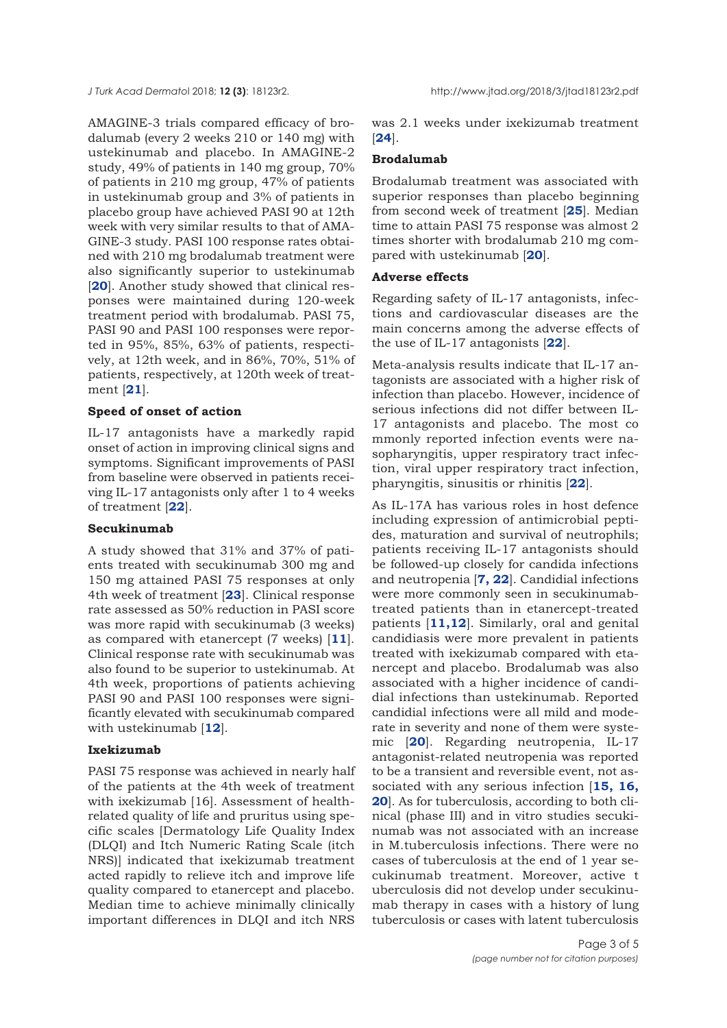AMAGINE-3 trials compared efficacy of brodalumab (every 2 weeks 210 or 140 mg) with ustekinumab and placebo. In AMAGINE-2 study, 49% of patients in 140 mg group, 70% of patients in 210 mg group, 47% of patients in ustekinumab group and 3% of patients in placebo group have achieved PASI 90 at 12th week with very similar results to that of AMAGINE-3 study. PASI 100 response rates obtained with 210 mg brodalumab treatment were also significantly superior to ustekinumab [20]. Another study showed that clinical responses were maintained during 120-week treatment period with brodalumab. PASI 75, PASI 90 and PASI 100 responses were reported in 95%, 85%, 63% of patients, respectively, at 12th week, and in 86%, 70%, 51% of patients, respectively, at 120th week of treatment [21].

**Speed of onset of action**

IL-17 antagonists have a markedly rapid onset of action in improving clinical signs and symptoms. Significant improvements of PASI from baseline were observed in patients receiving IL-17 antagonists only after 1 to 4 weeks of treatment [22].

**Secukinumab**

A study showed that 31% and 37% of patients treated with secukinumab 300 mg and 150 mg attained PASI 75 responses at only 4th week of treatment [23]. Clinical response rate assessed as 50% reduction in PASI score was more rapid with secukinumab (3 weeks) as compared with etanercept (7 weeks) [11]. Clinical response rate with secukinumab was also found to be superior to ustekinumab. At 4th week, proportions of patients achieving PASI 90 and PASI 100 responses were significantly elevated with secukinumab compared with ustekinumab [12].

**Ixekizumab**

PASI 75 response was achieved in nearly half of the patients at the 4th week of treatment with ixekizumab [16]. Assessment of health-related quality of life and pruritus using specific scales [Dermatology Life Quality Index (DLQI) and Itch Numeric Rating Scale (itch NRS)] indicated that ixekizumab treatment acted rapidly to relieve itch and improve life quality compared to etanercept and placebo. Median time to achieve minimally clinically important differences in DLQI and itch NRS was 2.1 weeks under ixekizumab treatment [24].

**Brodalumab**

Brodalumab treatment was associated with superior responses than placebo beginning from second week of treatment [25]. Median time to attain PASI 75 response was almost 2 times shorter with brodalumab 210 mg compared with ustekinumab [20].

**Adverse effects**

Regarding safety of IL-17 antagonists, infections and cardiovascular diseases are the main concerns among the adverse effects of the use of IL-17 antagonists [22].

Meta-analysis results indicate that IL-17 antagonists are associated with a higher risk of infection than placebo. However, incidence of serious infections did not differ between IL-17 antagonists and placebo. The most commonly reported infection events were nasopharyngitis, upper respiratory tract infection, viral upper respiratory tract infection, pharyngitis, sinusitis or rhinitis [22].

As IL-17A has various roles in host defence including expression of antimicrobial peptides, maturation and survival of neutrophils; patients receiving IL-17 antagonists should be followed-up closely for candida infections and neutropenia [7, 22]. Candidial infections were more commonly seen in secukinumab-treated patients than in etanercept-treated patients [11,12]. Similarly, oral and genital candidiasis were more prevalent in patients treated with ixekizumab compared with etanercept and placebo. Brodalumab was also associated with a higher incidence of candidial infections than ustekinumab. Reported candidial infections were all mild and moderate in severity and none of them were systemic [20]. Regarding neutropenia, IL-17 antagonist-related neutropenia was reported to be a transient and reversible event, not associated with any serious infection [15, 16, 20]. As for tuberculosis, according to both clinical (phase III) and in vitro studies secukinumab was not associated with an increase in M.tuberculosis infections. There were no cases of tuberculosis at the end of 1 year secukinumab treatment. Moreover, active tuberculosis did not develop under secukinumab therapy in cases with a history of lung tuberculosis or cases with latent tuberculosis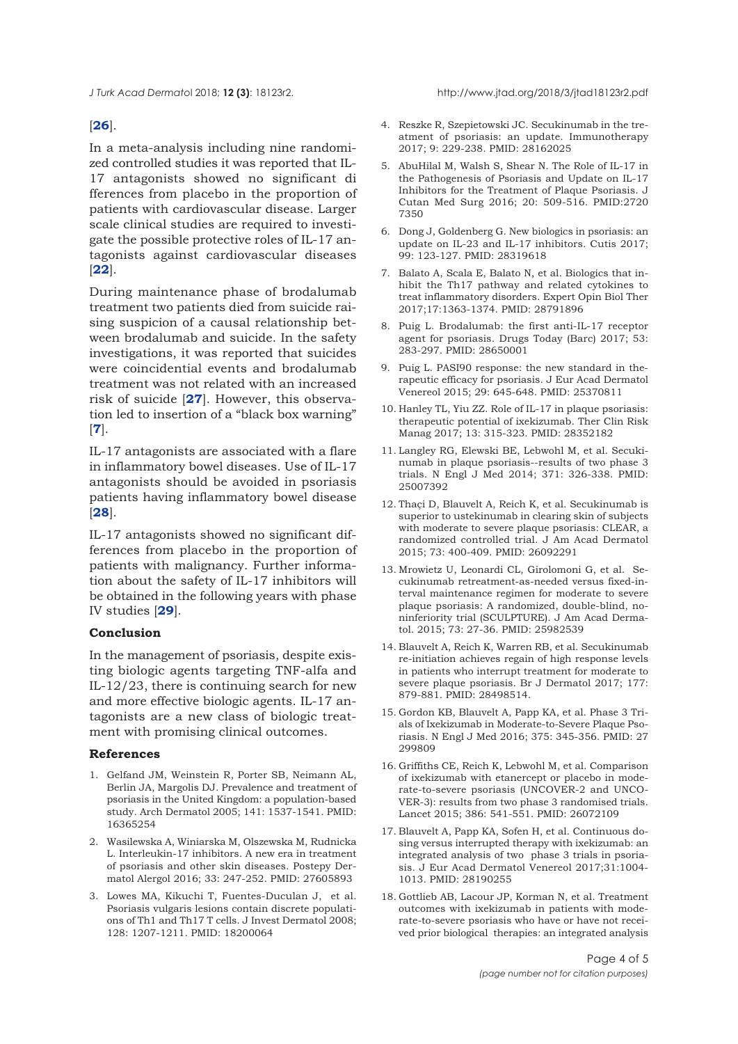[26].

In a meta-analysis including nine randomized controlled studies it was reported that IL-17 antagonists showed no significant differences from placebo in the proportion of patients with cardiovascular disease. Larger scale clinical studies are required to investigate the possible protective roles of IL-17 antagonists against cardiovascular diseases [22].

During maintenance phase of brodalumab treatment two patients died from suicide raising suspicion of a causal relationship between brodalumab and suicide. In the safety investigations, it was reported that suicides were coincidential events and brodalumab treatment was not related with an increased risk of suicide [27]. However, this observation led to insertion of a "black box warning" [7].

IL-17 antagonists are associated with a flare in inflammatory bowel diseases. Use of IL-17 antagonists should be avoided in psoriasis patients having inflammatory bowel disease [28].

IL-17 antagonists showed no significant differences from placebo in the proportion of patients with malignancy. Further information about the safety of IL-17 inhibitors will be obtained in the following years with phase IV studies [29].

### Conclusion

In the management of psoriasis, despite existing biologic agents targeting TNF-alfa and IL-12/23, there is continuing search for new and more effective biologic agents. IL-17 antagonists are a new class of biologic treatment with promising clinical outcomes.

### References

1. Gelfand JM, Weinstein R, Porter SB, Neimann AL, Berlin JA, Margolis DJ. Prevalence and treatment of psoriasis in the United Kingdom: a population-based study. Arch Dermatol 2005; 141: 1537-1541. PMID: 16365254
2. Wasilewska A, Winiarska M, Olszewska M, Rudnicka L. Interleukin-17 inhibitors. A new era in treatment of psoriasis and other skin diseases. Postepy Dermatol Alergol 2016; 33: 247-252. PMID: 27605893
3. Lowes MA, Kikuchi T, Fuentes-Duculan J, et al. Psoriasis vulgaris lesions contain discrete populations of Th1 and Th17 T cells. J Invest Dermatol 2008; 128: 1207-1211. PMID: 18200064
4. Reszke R, Szepietowski JC. Secukinumab in the treatment of psoriasis: an update. Immunotherapy 2017; 9: 229-238. PMID: 28162025
5. AbuHilal M, Walsh S, Shear N. The Role of IL-17 in the Pathogenesis of Psoriasis and Update on IL-17 Inhibitors for the Treatment of Plaque Psoriasis. J Cutan Med Surg 2016; 20: 509-516. PMID:27207350
6. Dong J, Goldenberg G. New biologics in psoriasis: an update on IL-23 and IL-17 inhibitors. Cutis 2017; 99: 123-127. PMID: 28319618
7. Balato A, Scala E, Balato N, et al. Biologics that inhibit the Th17 pathway and related cytokines to treat inflammatory disorders. Expert Opin Biol Ther 2017;17:1363-1374. PMID: 28791896
8. Puig L. Brodalumab: the first anti-IL-17 receptor agent for psoriasis. Drugs Today (Barc) 2017; 53: 283-297. PMID: 28650001
9. Puig L. PASI90 response: the new standard in therapeutic efficacy for psoriasis. J Eur Acad Dermatol Venereol 2015; 29: 645-648. PMID: 25370811
10. Hanley TL, Yiu ZZ. Role of IL-17 in plaque psoriasis: therapeutic potential of ixekizumab. Ther Clin Risk Manag 2017; 13: 315-323. PMID: 28352182
11. Langley RG, Elewski BE, Lebwohl M, et al. Secukinumab in plaque psoriasis--results of two phase 3 trials. N Engl J Med 2014; 371: 326-338. PMID: 25007392
12. Thaçi D, Blauvelt A, Reich K, et al. Secukinumab is superior to ustekinumab in clearing skin of subjects with moderate to severe plaque psoriasis: CLEAR, a randomized controlled trial. J Am Acad Dermatol 2015; 73: 400-409. PMID: 26092291
13. Mrowietz U, Leonardi CL, Girolomoni G, et al. Secukinumab retreatment-as-needed versus fixed-interval maintenance regimen for moderate to severe plaque psoriasis: A randomized, double-blind, noninferiority trial (SCULPTURE). J Am Acad Dermatol. 2015; 73: 27-36. PMID: 25982539
14. Blauvelt A, Reich K, Warren RB, et al. Secukinumab re-initiation achieves regain of high response levels in patients who interrupt treatment for moderate to severe plaque psoriasis. Br J Dermatol 2017; 177: 879-881. PMID: 28498514.
15. Gordon KB, Blauvelt A, Papp KA, et al. Phase 3 Trials of Ixekizumab in Moderate-to-Severe Plaque Psoriasis. N Engl J Med 2016; 375: 345-356. PMID: 27299809
16. Griffiths CE, Reich K, Lebwohl M, et al. Comparison of ixekizumab with etanercept or placebo in moderate-to-severe psoriasis (UNCOVER-2 and UNCOVER-3): results from two phase 3 randomised trials. Lancet 2015; 386: 541-551. PMID: 26072109
17. Blauvelt A, Papp KA, Sofen H, et al. Continuous dosing versus interrupted therapy with ixekizumab: an integrated analysis of two phase 3 trials in psoriasis. J Eur Acad Dermatol Venereol 2017;31:1004-1013. PMID: 28190255
18. Gottlieb AB, Lacour JP, Korman N, et al. Treatment outcomes with ixekizumab in patients with moderate-to-severe psoriasis who have or have not received prior biological therapies: an integrated analysis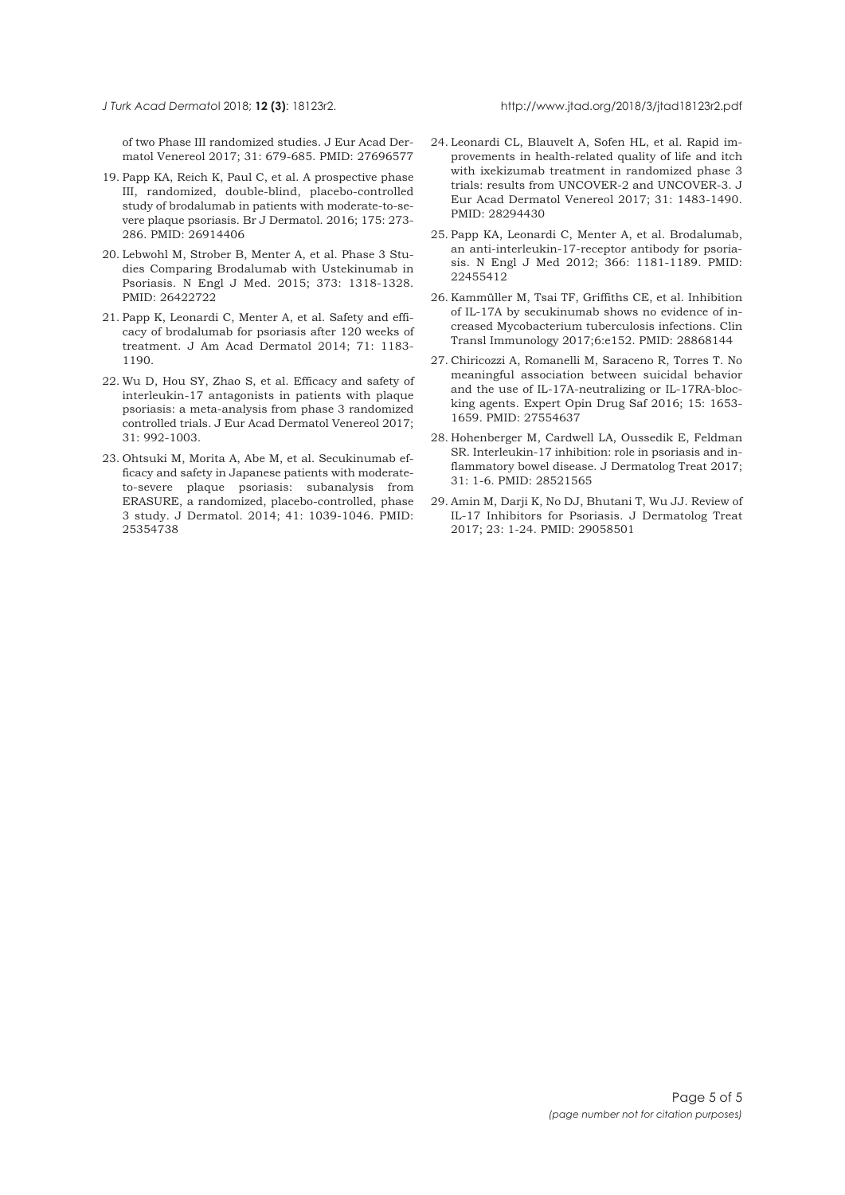of two Phase III randomized studies. J Eur Acad Dermatol Venereol 2017; 31: 679-685. PMID: 27696577

19. Papp KA, Reich K, Paul C, et al. A prospective phase III, randomized, double-blind, placebo-controlled study of brodalumab in patients with moderate-to-severe plaque psoriasis. Br J Dermatol. 2016; 175: 273-286. PMID: 26914406

20. Lebwohl M, Strober B, Menter A, et al. Phase 3 Studies Comparing Brodalumab with Ustekinumab in Psoriasis. N Engl J Med. 2015; 373: 1318-1328. PMID: 26422722

21. Papp K, Leonardi C, Menter A, et al. Safety and efficacy of brodalumab for psoriasis after 120 weeks of treatment. J Am Acad Dermatol 2014; 71: 1183-1190.

22. Wu D, Hou SY, Zhao S, et al. Efficacy and safety of interleukin-17 antagonists in patients with plaque psoriasis: a meta-analysis from phase 3 randomized controlled trials. J Eur Acad Dermatol Venereol 2017; 31: 992-1003.

23. Ohtsuki M, Morita A, Abe M, et al. Secukinumab efficacy and safety in Japanese patients with moderate-to-severe plaque psoriasis: subanalysis from ERASURE, a randomized, placebo-controlled, phase 3 study. J Dermatol. 2014; 41: 1039-1046. PMID: 25354738

24. Leonardi CL, Blauvelt A, Sofen HL, et al. Rapid improvements in health-related quality of life and itch with ixekizumab treatment in randomized phase 3 trials: results from UNCOVER-2 and UNCOVER-3. J Eur Acad Dermatol Venereol 2017; 31: 1483-1490. PMID: 28294430

25. Papp KA, Leonardi C, Menter A, et al. Brodalumab, an anti-interleukin-17-receptor antibody for psoriasis. N Engl J Med 2012; 366: 1181-1189. PMID: 22455412

26. Kammüller M, Tsai TF, Griffiths CE, et al. Inhibition of IL-17A by secukinumab shows no evidence of increased Mycobacterium tuberculosis infections. Clin Transl Immunology 2017;6:e152. PMID: 28868144

27. Chiricozzi A, Romanelli M, Saraceno R, Torres T. No meaningful association between suicidal behavior and the use of IL-17A-neutralizing or IL-17RA-blocking agents. Expert Opin Drug Saf 2016; 15: 1653-1659. PMID: 27554637

28. Hohenberger M, Cardwell LA, Oussedik E, Feldman SR. Interleukin-17 inhibition: role in psoriasis and inflammatory bowel disease. J Dermatolog Treat 2017; 31: 1-6. PMID: 28521565

29. Amin M, Darji K, No DJ, Bhutani T, Wu JJ. Review of IL-17 Inhibitors for Psoriasis. J Dermatolog Treat 2017; 23: 1-24. PMID: 29058501